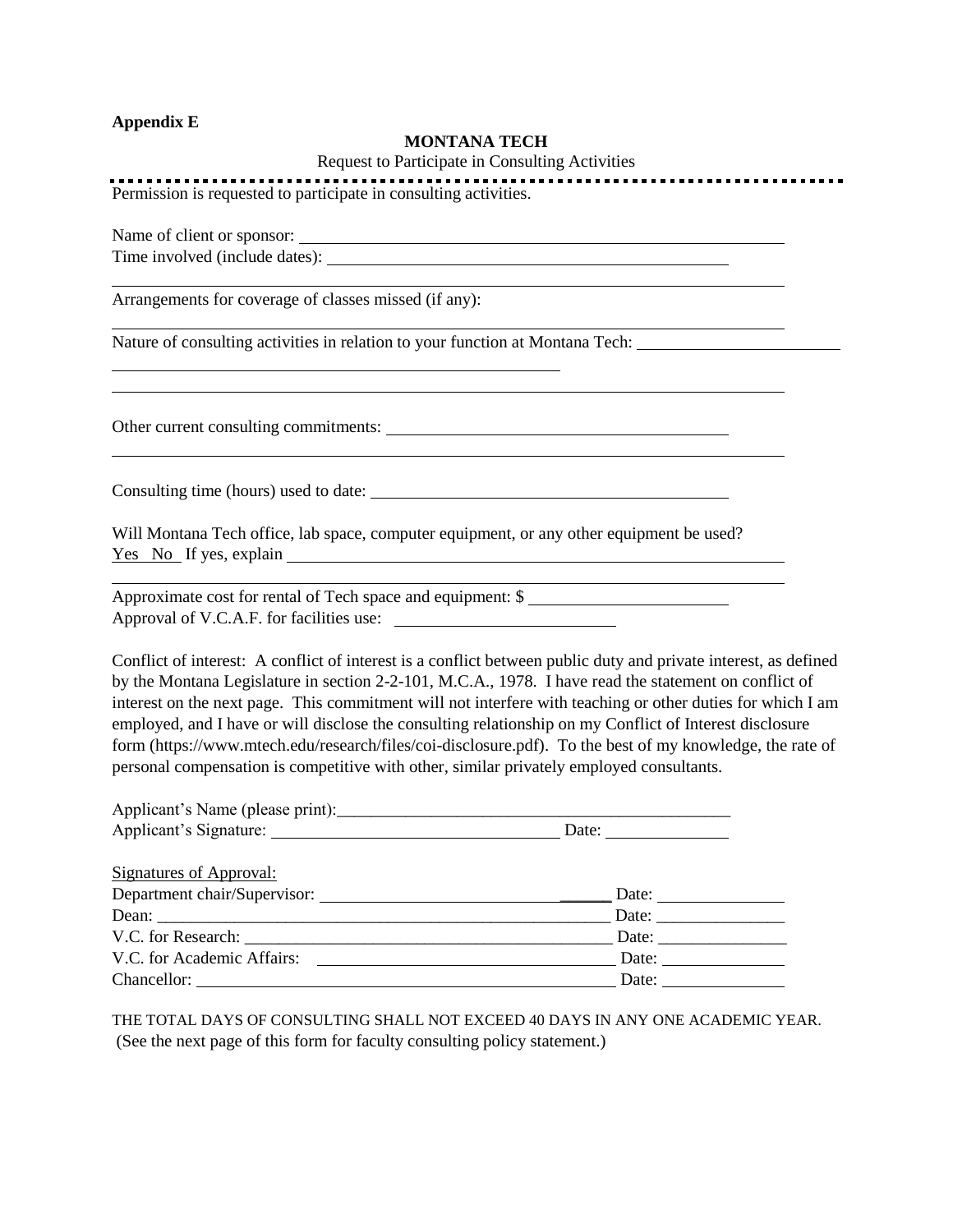**Appendix E**

**MONTANA TECH**

Request to Participate in Consulting Activities

---

Permission is requested to participate in consulting activities.

Name of client or sponsor: ____________________________________________

Time involved (include dates): ____________________________________________

____________________________________________

Arrangements for coverage of classes missed (if any):

____________________________________________

Nature of consulting activities in relation to your function at Montana Tech: ____________________

____________________________________________

____________________________________________

Other current consulting commitments: ____________________________________________

____________________________________________

Consulting time (hours) used to date: ____________________________________________

Will Montana Tech office, lab space, computer equipment, or any other equipment be used?

Yes No If yes, explain ____________________________________________

____________________________________________

Approximate cost for rental of Tech space and equipment: $ ____________________

Approval of V.C.A.F. for facilities use: ____________________

Conflict of interest: A conflict of interest is a conflict between public duty and private interest, as defined by the Montana Legislature in section 2-2-101, M.C.A., 1978. I have read the statement on conflict of interest on the next page. This commitment will not interfere with teaching or other duties for which I am employed, and I have or will disclose the consulting relationship on my Conflict of Interest disclosure form (https://www.mtech.edu/research/files/coi-disclosure.pdf). To the best of my knowledge, the rate of personal compensation is competitive with other, similar privately employed consultants.

Applicant's Name (please print):____________________________________________

Applicant's Signature: ______________________________ Date: ______________

Signatures of Approval:

Department chair/Supervisor: ______________________________ Date: ______________

Dean: ______________________________ Date: ______________

V.C. for Research: ______________________________ Date: ______________

V.C. for Academic Affairs: ______________________________ Date: ______________

Chancellor: ______________________________ Date: ______________

THE TOTAL DAYS OF CONSULTING SHALL NOT EXCEED 40 DAYS IN ANY ONE ACADEMIC YEAR.
(See the next page of this form for faculty consulting policy statement.)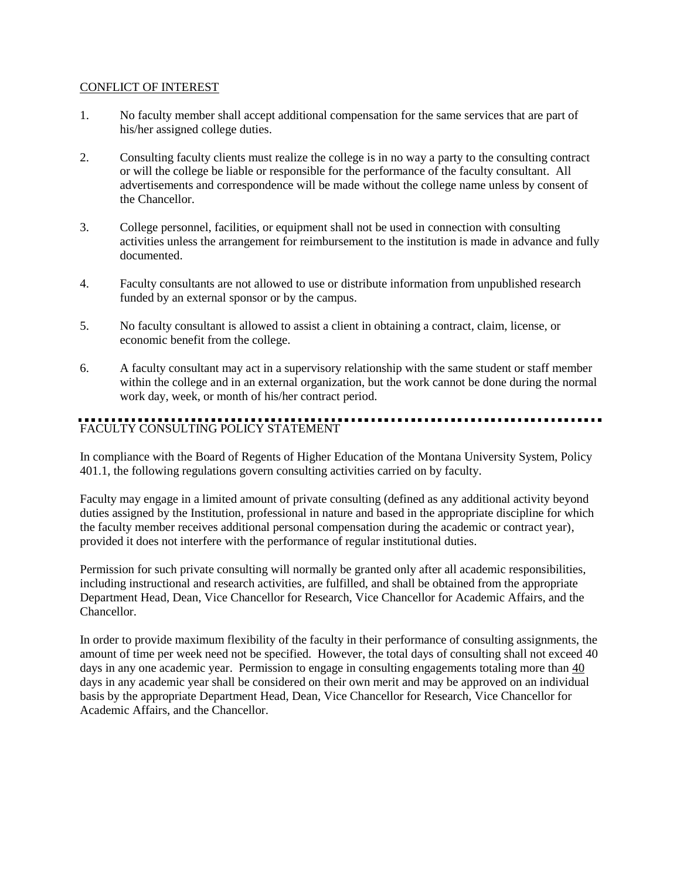CONFLICT OF INTEREST

1. No faculty member shall accept additional compensation for the same services that are part of his/her assigned college duties.

2. Consulting faculty clients must realize the college is in no way a party to the consulting contract or will the college be liable or responsible for the performance of the faculty consultant. All advertisements and correspondence will be made without the college name unless by consent of the Chancellor.

3. College personnel, facilities, or equipment shall not be used in connection with consulting activities unless the arrangement for reimbursement to the institution is made in advance and fully documented.

4. Faculty consultants are not allowed to use or distribute information from unpublished research funded by an external sponsor or by the campus.

5. No faculty consultant is allowed to assist a client in obtaining a contract, claim, license, or economic benefit from the college.

6. A faculty consultant may act in a supervisory relationship with the same student or staff member within the college and in an external organization, but the work cannot be done during the normal work day, week, or month of his/her contract period.

---

FACULTY CONSULTING POLICY STATEMENT

In compliance with the Board of Regents of Higher Education of the Montana University System, Policy 401.1, the following regulations govern consulting activities carried on by faculty.

Faculty may engage in a limited amount of private consulting (defined as any additional activity beyond duties assigned by the Institution, professional in nature and based in the appropriate discipline for which the faculty member receives additional personal compensation during the academic or contract year), provided it does not interfere with the performance of regular institutional duties.

Permission for such private consulting will normally be granted only after all academic responsibilities, including instructional and research activities, are fulfilled, and shall be obtained from the appropriate Department Head, Dean, Vice Chancellor for Research, Vice Chancellor for Academic Affairs, and the Chancellor.

In order to provide maximum flexibility of the faculty in their performance of consulting assignments, the amount of time per week need not be specified. However, the total days of consulting shall not exceed 40 days in any one academic year. Permission to engage in consulting engagements totaling more than 40 days in any academic year shall be considered on their own merit and may be approved on an individual basis by the appropriate Department Head, Dean, Vice Chancellor for Research, Vice Chancellor for Academic Affairs, and the Chancellor.